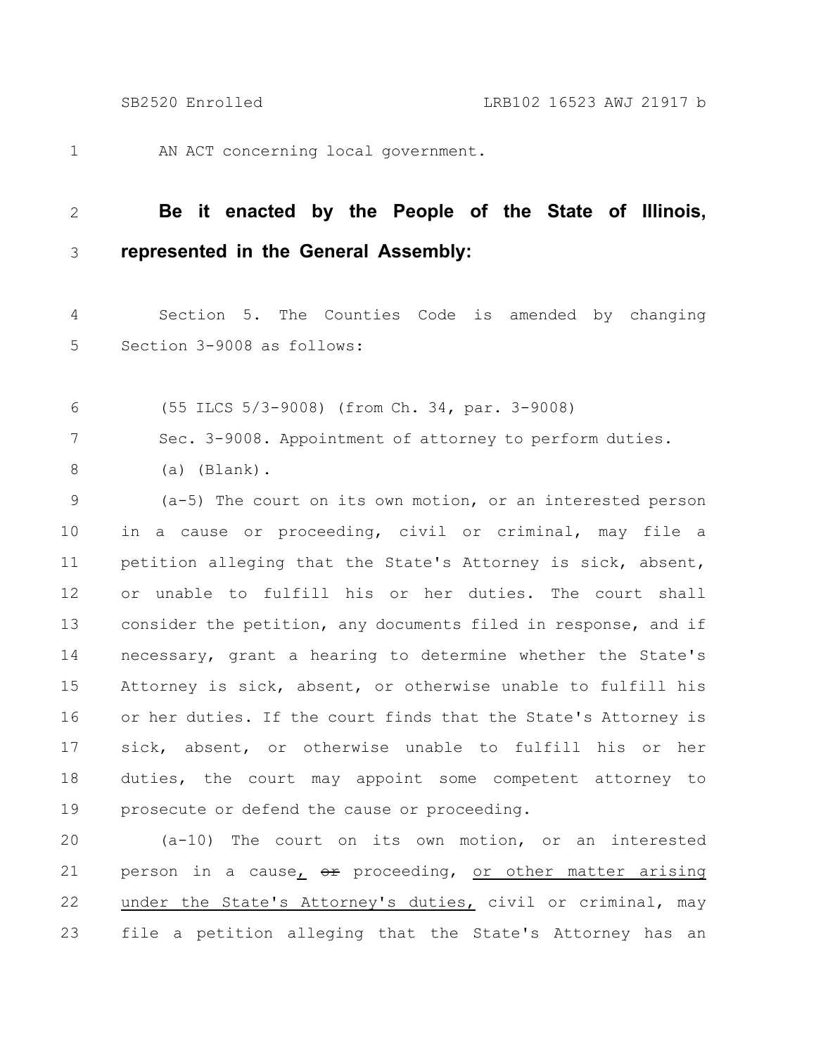AN ACT concerning local government.

**Be it enacted by the People of the State of Illinois, represented in the General Assembly:**

Section 5. The Counties Code is amended by changing Section 3-9008 as follows:

(55 ILCS 5/3-9008) (from Ch. 34, par. 3-9008)

Sec. 3-9008. Appointment of attorney to perform duties.

(a) (Blank).

(a-5) The court on its own motion, or an interested person in a cause or proceeding, civil or criminal, may file a petition alleging that the State's Attorney is sick, absent, or unable to fulfill his or her duties. The court shall consider the petition, any documents filed in response, and if necessary, grant a hearing to determine whether the State's Attorney is sick, absent, or otherwise unable to fulfill his or her duties. If the court finds that the State's Attorney is sick, absent, or otherwise unable to fulfill his or her duties, the court may appoint some competent attorney to prosecute or defend the cause or proceeding.

(a-10) The court on its own motion, or an interested person in a cause, ~~or~~ proceeding, or other matter arising under the State's Attorney's duties, civil or criminal, may file a petition alleging that the State's Attorney has an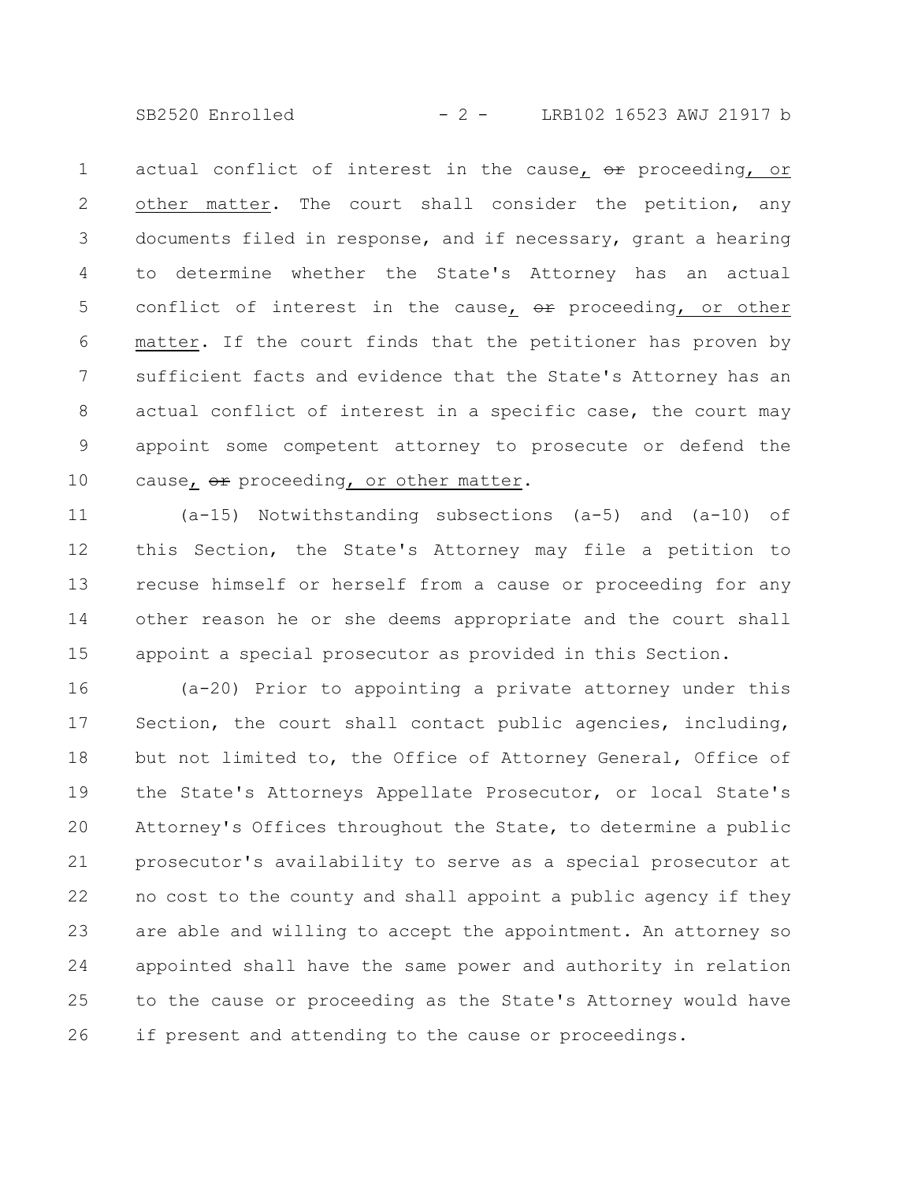actual conflict of interest in the cause, ~~or~~ proceeding, or other matter. The court shall consider the petition, any documents filed in response, and if necessary, grant a hearing to determine whether the State's Attorney has an actual conflict of interest in the cause, ~~or~~ proceeding, or other matter. If the court finds that the petitioner has proven by sufficient facts and evidence that the State's Attorney has an actual conflict of interest in a specific case, the court may appoint some competent attorney to prosecute or defend the cause, ~~or~~ proceeding, or other matter.

(a-15) Notwithstanding subsections (a-5) and (a-10) of this Section, the State's Attorney may file a petition to recuse himself or herself from a cause or proceeding for any other reason he or she deems appropriate and the court shall appoint a special prosecutor as provided in this Section.

(a-20) Prior to appointing a private attorney under this Section, the court shall contact public agencies, including, but not limited to, the Office of Attorney General, Office of the State's Attorneys Appellate Prosecutor, or local State's Attorney's Offices throughout the State, to determine a public prosecutor's availability to serve as a special prosecutor at no cost to the county and shall appoint a public agency if they are able and willing to accept the appointment. An attorney so appointed shall have the same power and authority in relation to the cause or proceeding as the State's Attorney would have if present and attending to the cause or proceedings.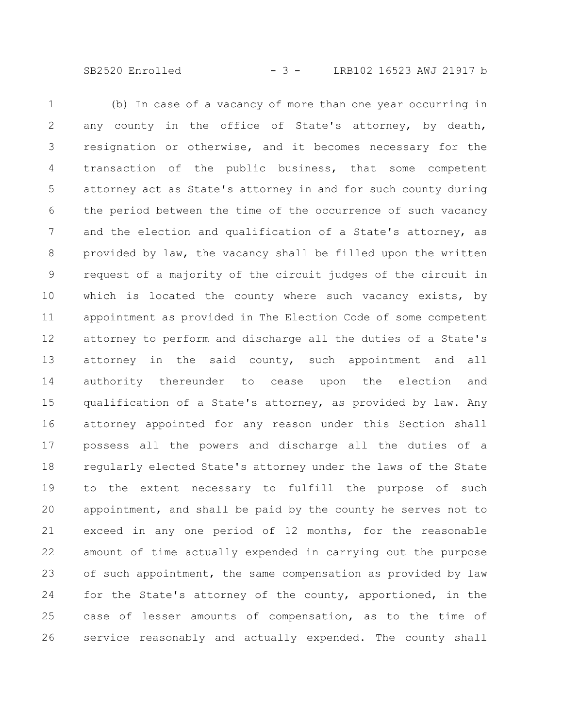(b) In case of a vacancy of more than one year occurring in any county in the office of State's attorney, by death, resignation or otherwise, and it becomes necessary for the transaction of the public business, that some competent attorney act as State's attorney in and for such county during the period between the time of the occurrence of such vacancy and the election and qualification of a State's attorney, as provided by law, the vacancy shall be filled upon the written request of a majority of the circuit judges of the circuit in which is located the county where such vacancy exists, by appointment as provided in The Election Code of some competent attorney to perform and discharge all the duties of a State's attorney in the said county, such appointment and all authority thereunder to cease upon the election and qualification of a State's attorney, as provided by law. Any attorney appointed for any reason under this Section shall possess all the powers and discharge all the duties of a regularly elected State's attorney under the laws of the State to the extent necessary to fulfill the purpose of such appointment, and shall be paid by the county he serves not to exceed in any one period of 12 months, for the reasonable amount of time actually expended in carrying out the purpose of such appointment, the same compensation as provided by law for the State's attorney of the county, apportioned, in the case of lesser amounts of compensation, as to the time of service reasonably and actually expended. The county shall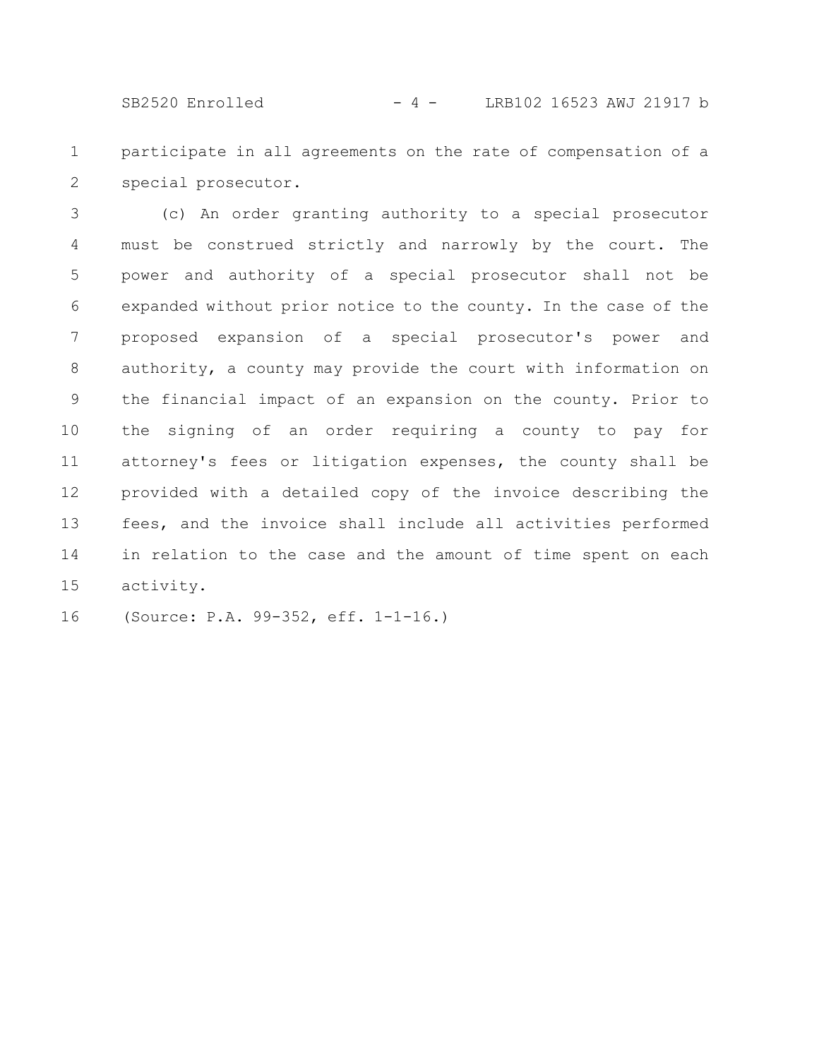participate in all agreements on the rate of compensation of a special prosecutor.

(c) An order granting authority to a special prosecutor must be construed strictly and narrowly by the court. The power and authority of a special prosecutor shall not be expanded without prior notice to the county. In the case of the proposed expansion of a special prosecutor's power and authority, a county may provide the court with information on the financial impact of an expansion on the county. Prior to the signing of an order requiring a county to pay for attorney's fees or litigation expenses, the county shall be provided with a detailed copy of the invoice describing the fees, and the invoice shall include all activities performed in relation to the case and the amount of time spent on each activity.

(Source: P.A. 99-352, eff. 1-1-16.)